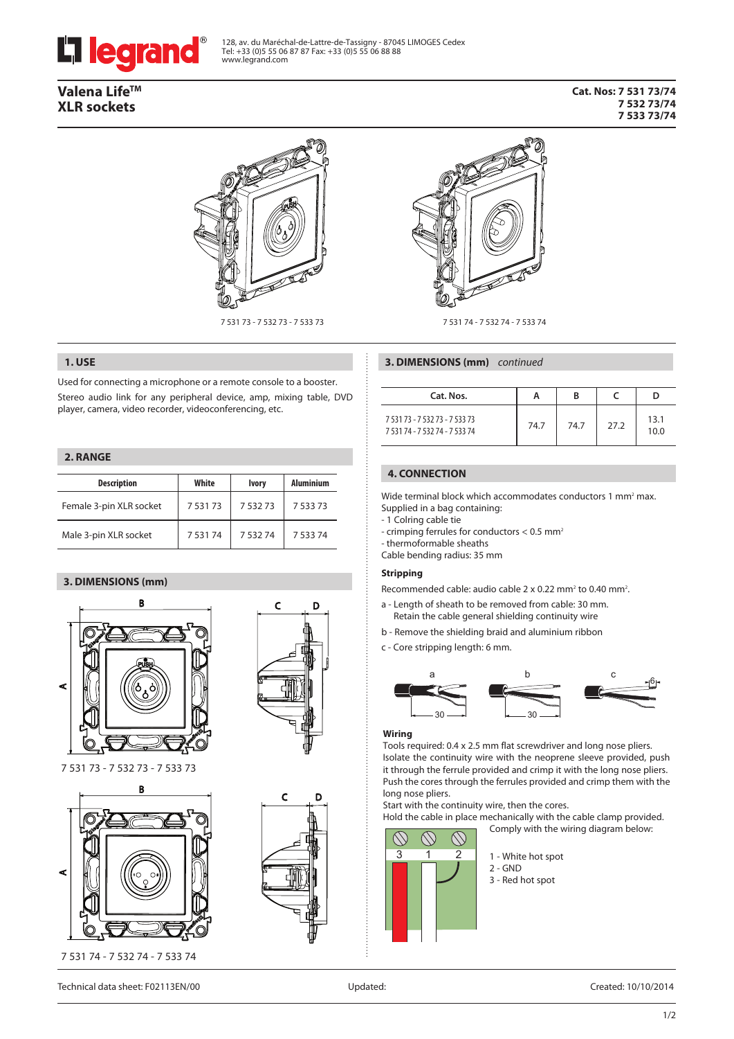128, av. du Maréchal-de-Lattre-de-Tassigny - 87045 LIMOGES Cedex
Tel: +33 (0)5 55 06 87 87 Fax: +33 (0)5 55 06 88 88
www.legrand.com

# Valena Life™ XLR sockets

**Cat. Nos: 7 531 73/74
7 532 73/74
7 533 73/74**

7 531 73 - 7 532 73 - 7 533 73

7 531 74 - 7 532 74 - 7 533 74

## 1. USE

Used for connecting a microphone or a remote console to a booster.

Stereo audio link for any peripheral device, amp, mixing table, DVD player, camera, video recorder, videoconferencing, etc.

## 2. RANGE

| Description | White | Ivory | Aluminium |
|---|---|---|---|
| Female 3-pin XLR socket | 7 531 73 | 7 532 73 | 7 533 73 |
| Male 3-pin XLR socket | 7 531 74 | 7 532 74 | 7 533 74 |

## 3. DIMENSIONS (mm)

7 531 73 - 7 532 73 - 7 533 73

7 531 74 - 7 532 74 - 7 533 74

## 3. DIMENSIONS (mm) *continued*

| Cat. Nos. | A | B | C | D |
|---|---|---|---|---|
| 7 531 73 - 7 532 73 - 7 533 73<br>7 531 74 - 7 532 74 - 7 533 74 | 74.7 | 74.7 | 27.2 | 13.1<br>10.0 |

## 4. CONNECTION

Wide terminal block which accommodates conductors 1 mm² max.
Supplied in a bag containing:
- 1 Colring cable tie
- crimping ferrules for conductors < 0.5 mm²
- thermoformable sheaths

Cable bending radius: 35 mm

### Stripping

Recommended cable: audio cable 2 x 0.22 mm² to 0.40 mm².

a - Length of sheath to be removed from cable: 30 mm.
Retain the cable general shielding continuity wire

b - Remove the shielding braid and aluminium ribbon

c - Core stripping length: 6 mm.

### Wiring

Tools required: 0.4 x 2.5 mm flat screwdriver and long nose pliers.
Isolate the continuity wire with the neoprene sleeve provided, push it through the ferrule provided and crimp it with the long nose pliers.
Push the cores through the ferrules provided and crimp them with the long nose pliers.
Start with the continuity wire, then the cores.
Hold the cable in place mechanically with the cable clamp provided.
Comply with the wiring diagram below:

1 - White hot spot
2 - GND
3 - Red hot spot

Technical data sheet: F02113EN/00 Updated: Created: 10/10/2014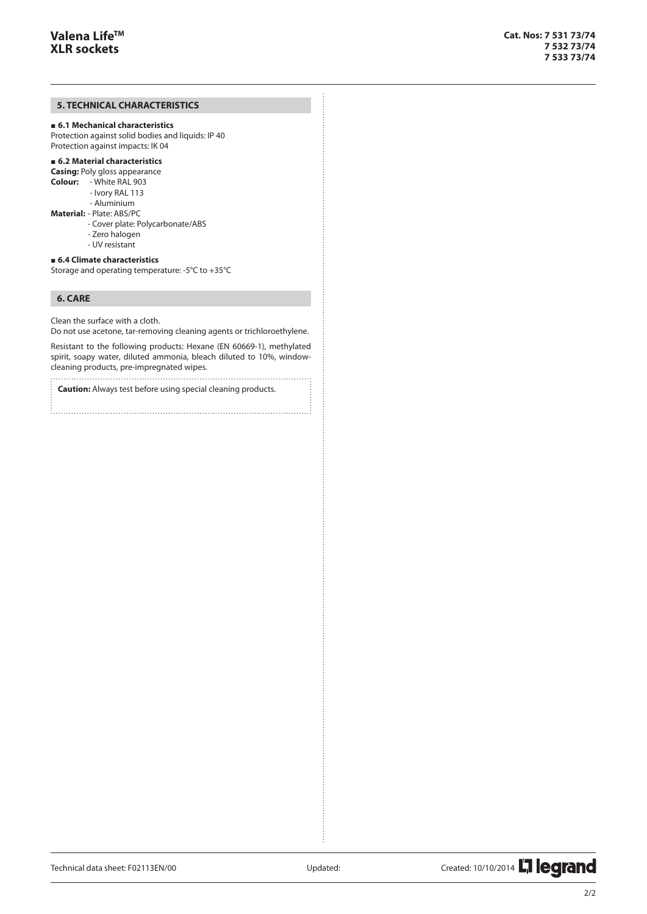## 5. TECHNICAL CHARACTERISTICS

**■ 6.1 Mechanical characteristics**

Protection against solid bodies and liquids: IP 40
Protection against impacts: IK 04

**■ 6.2 Material characteristics**

**Casing:** Poly gloss appearance

**Colour:**
- White RAL 903
- Ivory RAL 113
- Aluminium

**Material:**
- Plate: ABS/PC
- Cover plate: Polycarbonate/ABS
- Zero halogen
- UV resistant

**■ 6.4 Climate characteristics**

Storage and operating temperature: -5°C to +35°C

## 6. CARE

Clean the surface with a cloth.
Do not use acetone, tar-removing cleaning agents or trichloroethylene.

Resistant to the following products: Hexane (EN 60669-1), methylated spirit, soapy water, diluted ammonia, bleach diluted to 10%, window-cleaning products, pre-impregnated wipes.

**Caution:** Always test before using special cleaning products.